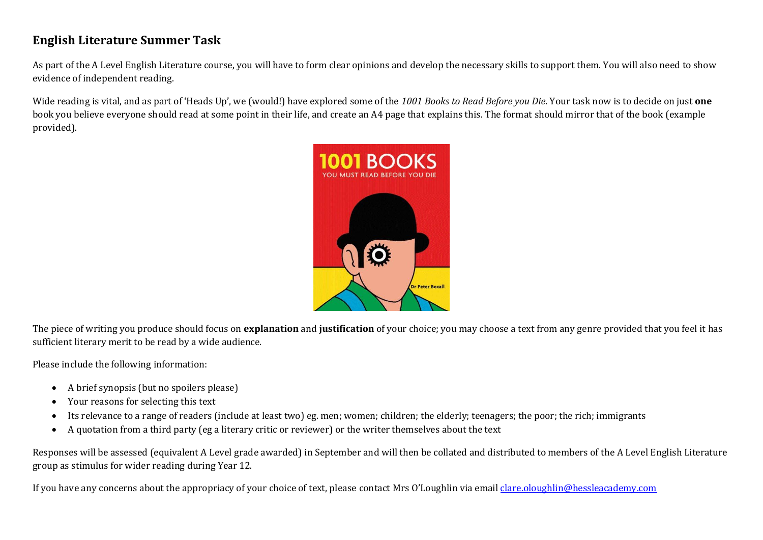# English Literature Summer Task

As part of the A Level English Literature course, you will have to form clear opinions and develop the necessary skills to support them. You will also need to show evidence of independent reading.

Wide reading is vital, and as part of 'Heads Up', we (would!) have explored some of the *1001 Books to Read Before you Die*. Your task now is to decide on just **one** book you believe everyone should read at some point in their life, and create an A4 page that explains this. The format should mirror that of the book (example provided).

The piece of writing you produce should focus on **explanation** and **justification** of your choice; you may choose a text from any genre provided that you feel it has sufficient literary merit to be read by a wide audience.

Please include the following information:

- A brief synopsis (but no spoilers please)
- Your reasons for selecting this text
- Its relevance to a range of readers (include at least two) eg. men; women; children; the elderly; teenagers; the poor; the rich; immigrants
- A quotation from a third party (eg a literary critic or reviewer) or the writer themselves about the text

Responses will be assessed (equivalent A Level grade awarded) in September and will then be collated and distributed to members of the A Level English Literature group as stimulus for wider reading during Year 12.

If you have any concerns about the appropriacy of your choice of text, please contact Mrs O'Loughlin via email clare.oloughlin@hessleacademy.com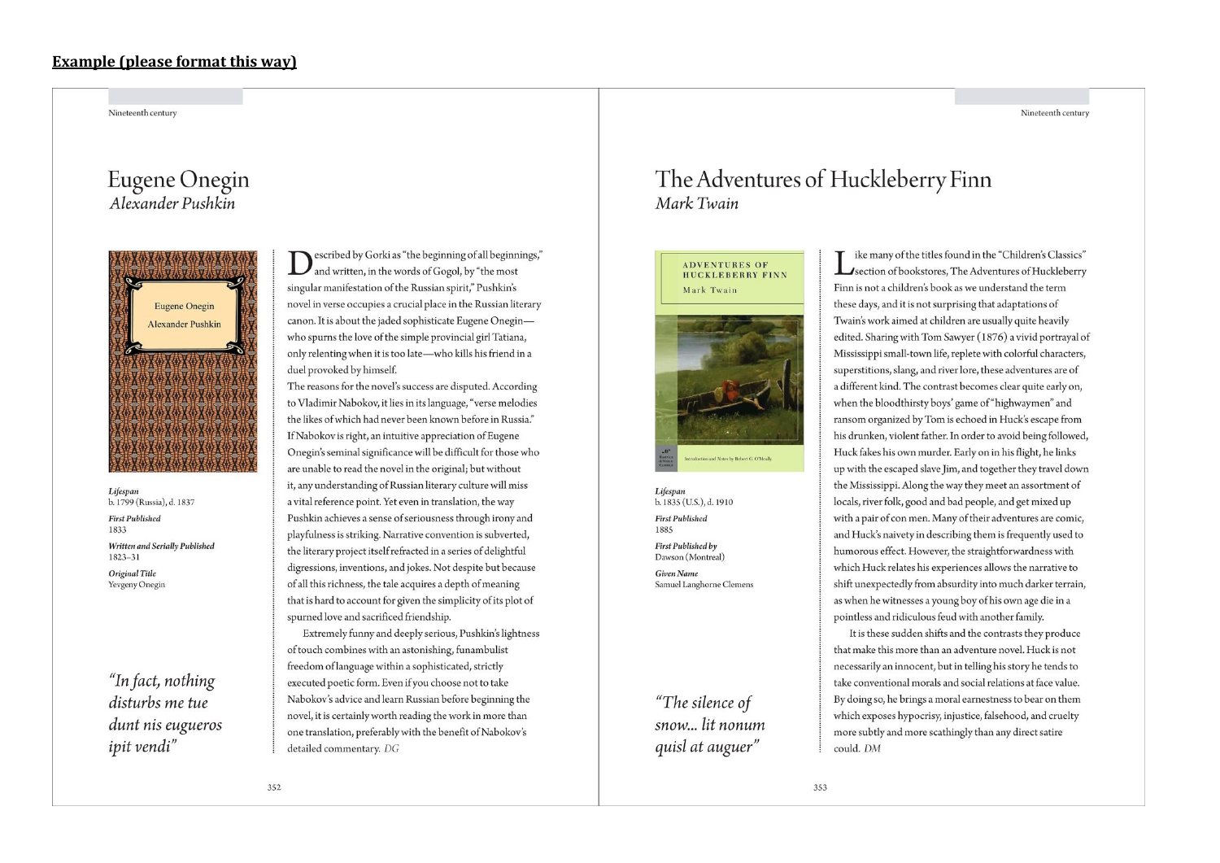**Example (please format this way)**

# Eugene Onegin
*Alexander Pushkin*

*Lifespan*
b. 1799 (Russia), d. 1837

*First Published*
1833

*Written and Serially Published*
1823–31

*Original Title*
Yevgeny Onegin

*"In fact, nothing disturbs me tue dunt nis eugueros ipit vendi"*

Described by Gorki as "the beginning of all beginnings," and written, in the words of Gogol, by "the most singular manifestation of the Russian spirit," Pushkin's novel in verse occupies a crucial place in the Russian literary canon. It is about the jaded sophisticate Eugene Onegin—who spurns the love of the simple provincial girl Tatiana, only relenting when it is too late—who kills his friend in a duel provoked by himself.

The reasons for the novel's success are disputed. According to Vladimir Nabokov, it lies in its language, "verse melodies the likes of which had never been known before in Russia." If Nabokov is right, an intuitive appreciation of Eugene Onegin's seminal significance will be difficult for those who are unable to read the novel in the original; but without it, any understanding of Russian literary culture will miss a vital reference point. Yet even in translation, the way Pushkin achieves a sense of seriousness through irony and playfulness is striking. Narrative convention is subverted, the literary project itself refracted in a series of delightful digressions, inventions, and jokes. Not despite but because of all this richness, the tale acquires a depth of meaning that is hard to account for given the simplicity of its plot of spurned love and sacrificed friendship.

Extremely funny and deeply serious, Pushkin's lightness of touch combines with an astonishing, funambulist freedom of language within a sophisticated, strictly executed poetic form. Even if you choose not to take Nabokov's advice and learn Russian before beginning the novel, it is certainly worth reading the work in more than one translation, preferably with the benefit of Nabokov's detailed commentary. *DG*

# The Adventures of Huckleberry Finn
*Mark Twain*

*Lifespan*
b. 1835 (U.S.), d. 1910

*First Published*
1885

*First Published by*
Dawson (Montreal)

*Given Name*
Samuel Langhorne Clemens

*"The silence of snow... lit nonum quisl at auguer"*

Like many of the titles found in the "Children's Classics" section of bookstores, The Adventures of Huckleberry Finn is not a children's book as we understand the term these days, and it is not surprising that adaptations of Twain's work aimed at children are usually quite heavily edited. Sharing with Tom Sawyer (1876) a vivid portrayal of Mississippi small-town life, replete with colorful characters, superstitions, slang, and river lore, these adventures are of a different kind. The contrast becomes clear quite early on, when the bloodthirsty boys' game of "highwaymen" and ransom organized by Tom is echoed in Huck's escape from his drunken, violent father. In order to avoid being followed, Huck fakes his own murder. Early on in his flight, he links up with the escaped slave Jim, and together they travel down the Mississippi. Along the way they meet an assortment of locals, river folk, good and bad people, and get mixed up with a pair of con men. Many of their adventures are comic, and Huck's naivety in describing them is frequently used to humorous effect. However, the straightforwardness with which Huck relates his experiences allows the narrative to shift unexpectedly from absurdity into much darker terrain, as when he witnesses a young boy of his own age die in a pointless and ridiculous feud with another family.

It is these sudden shifts and the contrasts they produce that make this more than an adventure novel. Huck is not necessarily an innocent, but in telling his story he tends to take conventional morals and social relations at face value. By doing so, he brings a moral earnestness to bear on them which exposes hypocrisy, injustice, falsehood, and cruelty more subtly and more scathingly than any direct satire could. *DM*